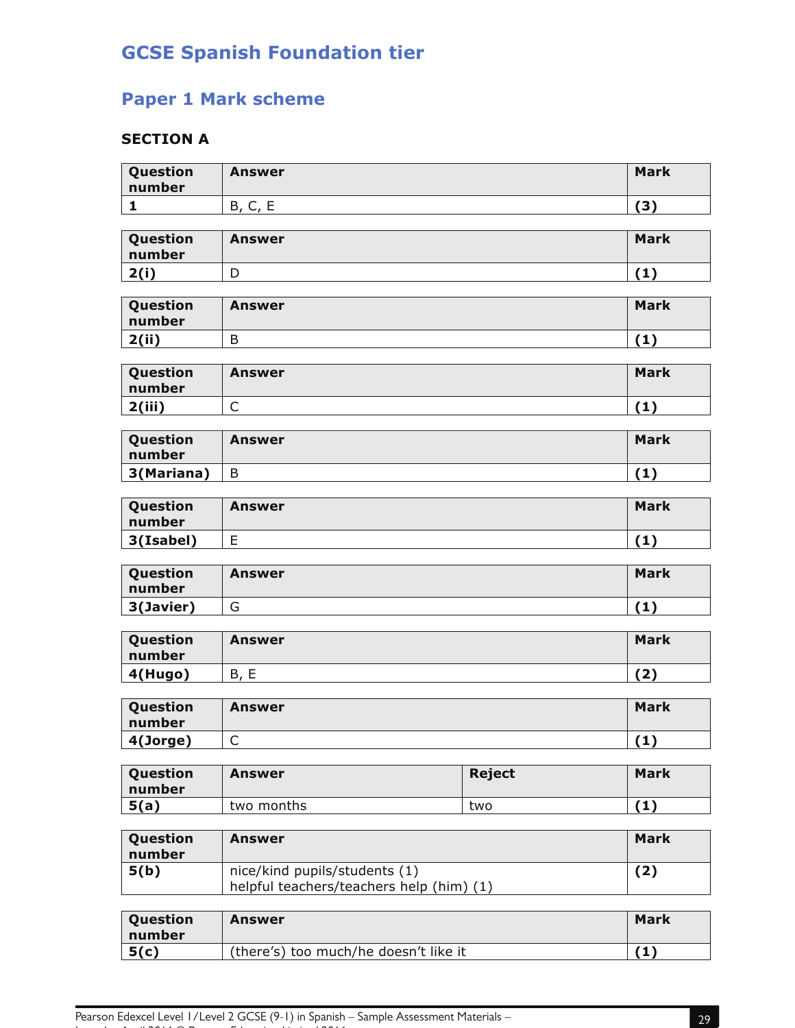# GCSE Spanish Foundation tier

## Paper 1 Mark scheme

### SECTION A

| Question number | Answer | Mark |
|---|---|---|
| 1 | B, C, E | (3) |

| Question number | Answer | Mark |
|---|---|---|
| 2(i) | D | (1) |

| Question number | Answer | Mark |
|---|---|---|
| 2(ii) | B | (1) |

| Question number | Answer | Mark |
|---|---|---|
| 2(iii) | C | (1) |

| Question number | Answer | Mark |
|---|---|---|
| 3(Mariana) | B | (1) |

| Question number | Answer | Mark |
|---|---|---|
| 3(Isabel) | E | (1) |

| Question number | Answer | Mark |
|---|---|---|
| 3(Javier) | G | (1) |

| Question number | Answer | Mark |
|---|---|---|
| 4(Hugo) | B, E | (2) |

| Question number | Answer | Mark |
|---|---|---|
| 4(Jorge) | C | (1) |

| Question number | Answer | Reject | Mark |
|---|---|---|---|
| 5(a) | two months | two | (1) |

| Question number | Answer | Mark |
|---|---|---|
| 5(b) | nice/kind pupils/students (1)<br>helpful teachers/teachers help (him) (1) | (2) |

| Question number | Answer | Mark |
|---|---|---|
| 5(c) | (there's) too much/he doesn't like it | (1) |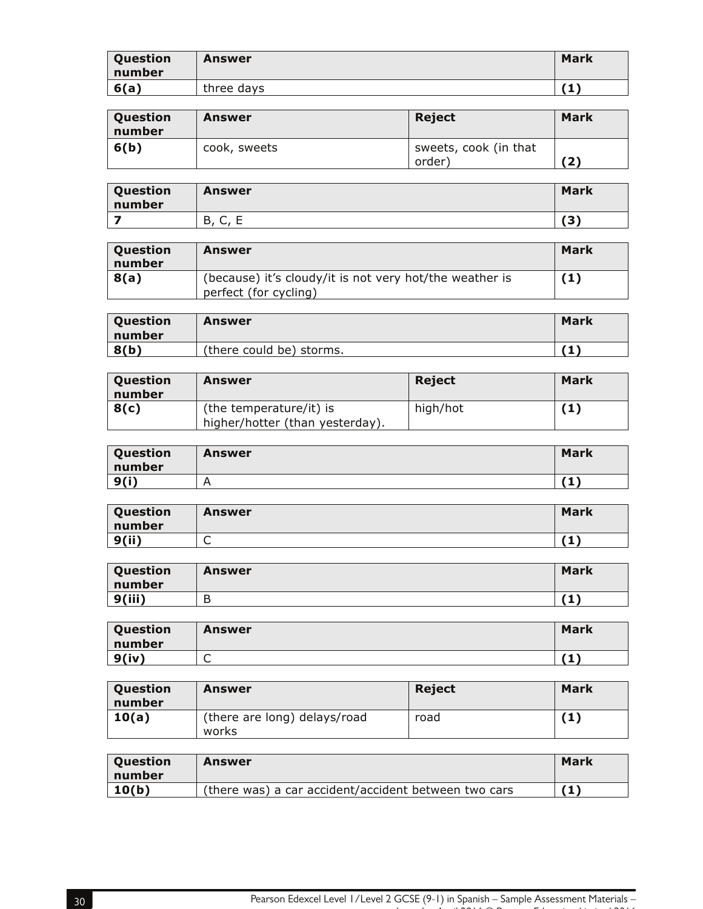| Question number | Answer | Mark |
|---|---|---|
| **6(a)** | three days | **(1)** |

| Question number | Answer | Reject | Mark |
|---|---|---|---|
| **6(b)** | cook, sweets | sweets, cook (in that order) | **(2)** |

| Question number | Answer | Mark |
|---|---|---|
| **7** | B, C, E | **(3)** |

| Question number | Answer | Mark |
|---|---|---|
| **8(a)** | (because) it's cloudy/it is not very hot/the weather is perfect (for cycling) | **(1)** |

| Question number | Answer | Mark |
|---|---|---|
| **8(b)** | (there could be) storms. | **(1)** |

| Question number | Answer | Reject | Mark |
|---|---|---|---|
| **8(c)** | (the temperature/it) is higher/hotter (than yesterday). | high/hot | **(1)** |

| Question number | Answer | Mark |
|---|---|---|
| **9(i)** | A | **(1)** |

| Question number | Answer | Mark |
|---|---|---|
| **9(ii)** | C | **(1)** |

| Question number | Answer | Mark |
|---|---|---|
| **9(iii)** | B | **(1)** |

| Question number | Answer | Mark |
|---|---|---|
| **9(iv)** | C | **(1)** |

| Question number | Answer | Reject | Mark |
|---|---|---|---|
| **10(a)** | (there are long) delays/road works | road | **(1)** |

| Question number | Answer | Mark |
|---|---|---|
| **10(b)** | (there was) a car accident/accident between two cars | **(1)** |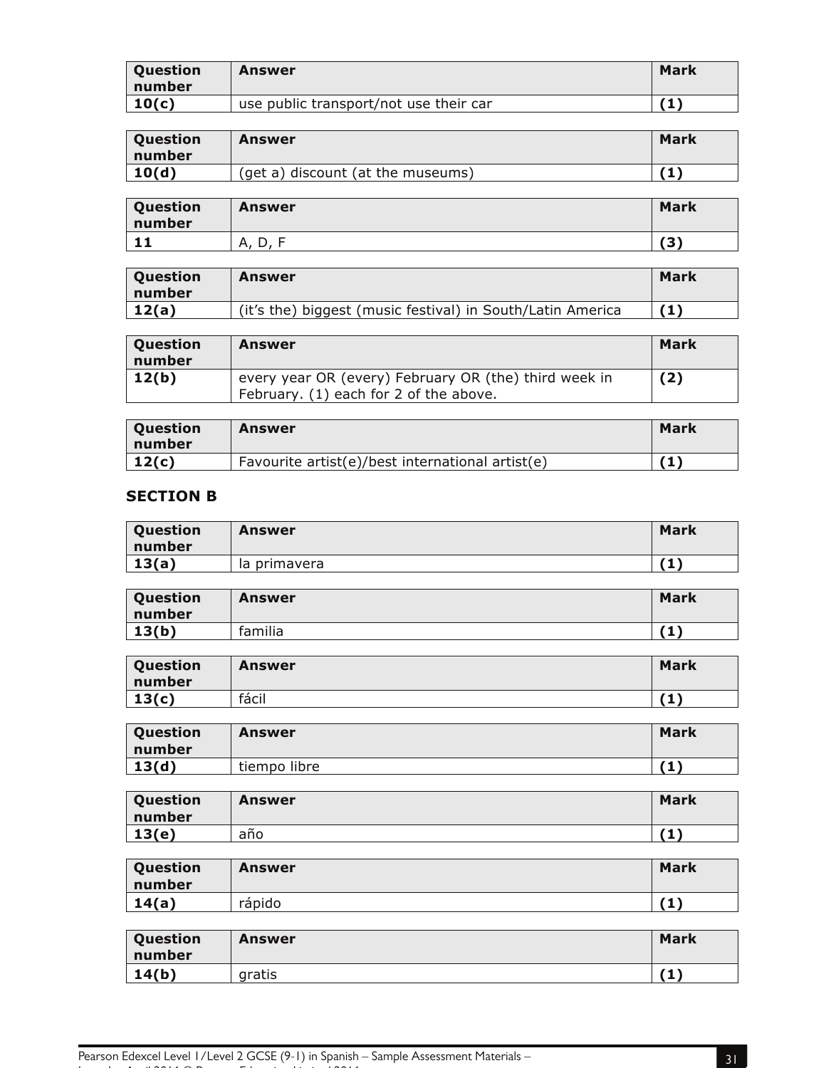| Question number | Answer | Mark |
|---|---|---|
| **10(c)** | use public transport/not use their car | **(1)** |

| Question number | Answer | Mark |
|---|---|---|
| **10(d)** | (get a) discount (at the museums) | **(1)** |

| Question number | Answer | Mark |
|---|---|---|
| **11** | A, D, F | **(3)** |

| Question number | Answer | Mark |
|---|---|---|
| **12(a)** | (it's the) biggest (music festival) in South/Latin America | **(1)** |

| Question number | Answer | Mark |
|---|---|---|
| **12(b)** | every year OR (every) February OR (the) third week in February. (1) each for 2 of the above. | **(2)** |

| Question number | Answer | Mark |
|---|---|---|
| **12(c)** | Favourite artist(e)/best international artist(e) | **(1)** |

## SECTION B

| Question number | Answer | Mark |
|---|---|---|
| **13(a)** | la primavera | **(1)** |

| Question number | Answer | Mark |
|---|---|---|
| **13(b)** | familia | **(1)** |

| Question number | Answer | Mark |
|---|---|---|
| **13(c)** | fácil | **(1)** |

| Question number | Answer | Mark |
|---|---|---|
| **13(d)** | tiempo libre | **(1)** |

| Question number | Answer | Mark |
|---|---|---|
| **13(e)** | año | **(1)** |

| Question number | Answer | Mark |
|---|---|---|
| **14(a)** | rápido | **(1)** |

| Question number | Answer | Mark |
|---|---|---|
| **14(b)** | gratis | **(1)** |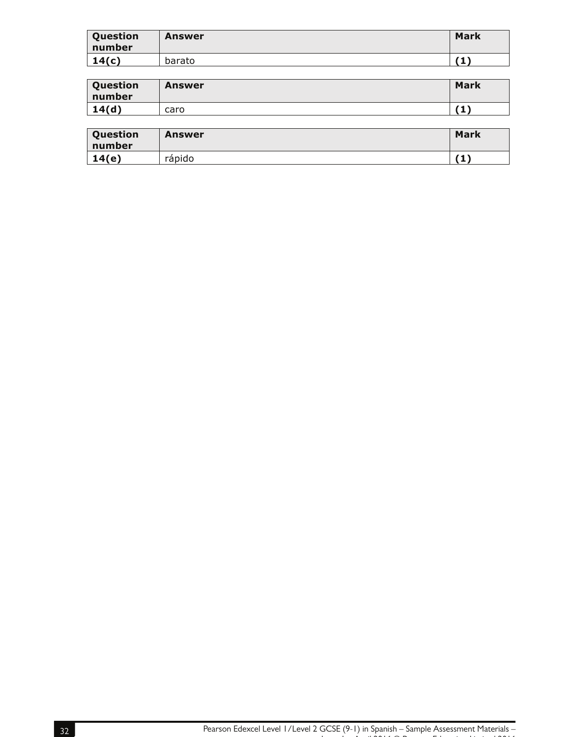| Question number | Answer | Mark |
| --- | --- | --- |
| **14(c)** | barato | **(1)** |

| Question number | Answer | Mark |
| --- | --- | --- |
| **14(d)** | caro | **(1)** |

| Question number | Answer | Mark |
| --- | --- | --- |
| **14(e)** | rápido | **(1)** |